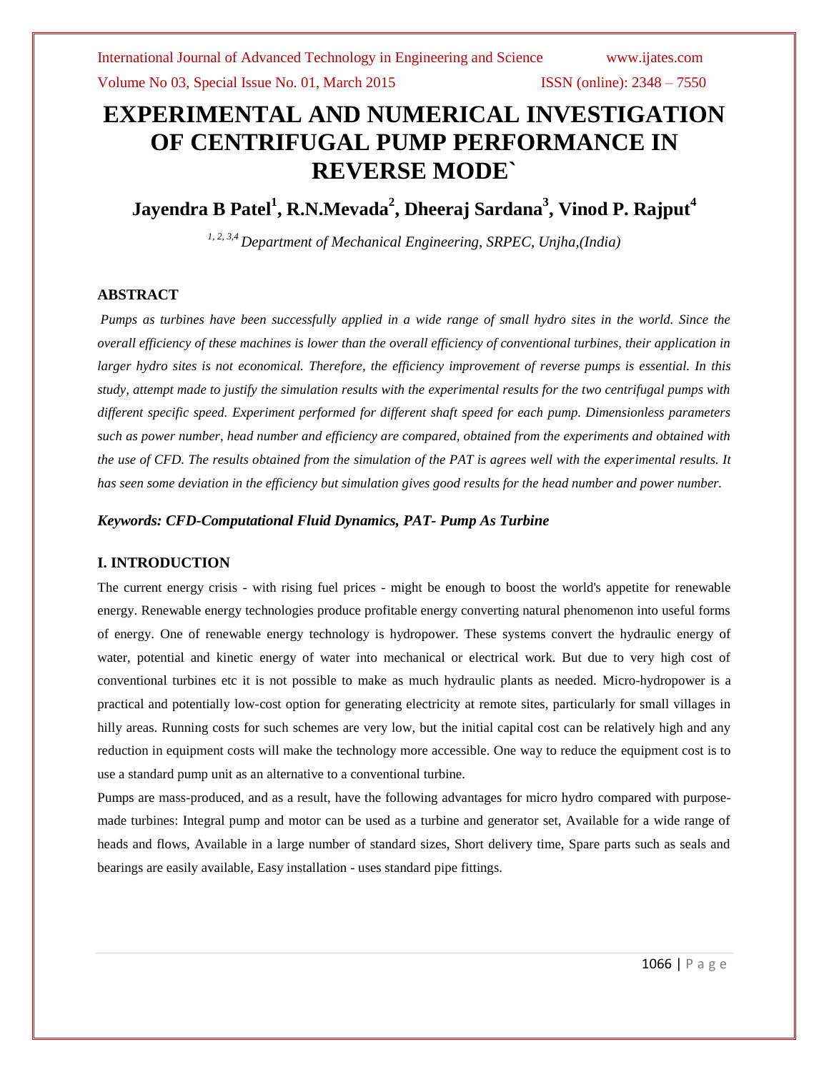# EXPERIMENTAL AND NUMERICAL INVESTIGATION OF CENTRIFUGAL PUMP PERFORMANCE IN REVERSE MODE`

## Jayendra B Patel[1], R.N.Mevada[2], Dheeraj Sardana[3], Vinod P. Rajput[4]

*[1, 2, 3,4] Department of Mechanical Engineering, SRPEC, Unjha,(India)*

### ABSTRACT

*Pumps as turbines have been successfully applied in a wide range of small hydro sites in the world. Since the overall efficiency of these machines is lower than the overall efficiency of conventional turbines, their application in larger hydro sites is not economical. Therefore, the efficiency improvement of reverse pumps is essential. In this study, attempt made to justify the simulation results with the experimental results for the two centrifugal pumps with different specific speed. Experiment performed for different shaft speed for each pump. Dimensionless parameters such as power number, head number and efficiency are compared, obtained from the experiments and obtained with the use of CFD. The results obtained from the simulation of the PAT is agrees well with the experimental results. It has seen some deviation in the efficiency but simulation gives good results for the head number and power number.*

***Keywords: CFD-Computational Fluid Dynamics, PAT- Pump As Turbine***

### I. INTRODUCTION

The current energy crisis - with rising fuel prices - might be enough to boost the world's appetite for renewable energy. Renewable energy technologies produce profitable energy converting natural phenomenon into useful forms of energy. One of renewable energy technology is hydropower. These systems convert the hydraulic energy of water, potential and kinetic energy of water into mechanical or electrical work. But due to very high cost of conventional turbines etc it is not possible to make as much hydraulic plants as needed. Micro-hydropower is a practical and potentially low-cost option for generating electricity at remote sites, particularly for small villages in hilly areas. Running costs for such schemes are very low, but the initial capital cost can be relatively high and any reduction in equipment costs will make the technology more accessible. One way to reduce the equipment cost is to use a standard pump unit as an alternative to a conventional turbine.

Pumps are mass-produced, and as a result, have the following advantages for micro hydro compared with purpose-made turbines: Integral pump and motor can be used as a turbine and generator set, Available for a wide range of heads and flows, Available in a large number of standard sizes, Short delivery time, Spare parts such as seals and bearings are easily available, Easy installation - uses standard pipe fittings.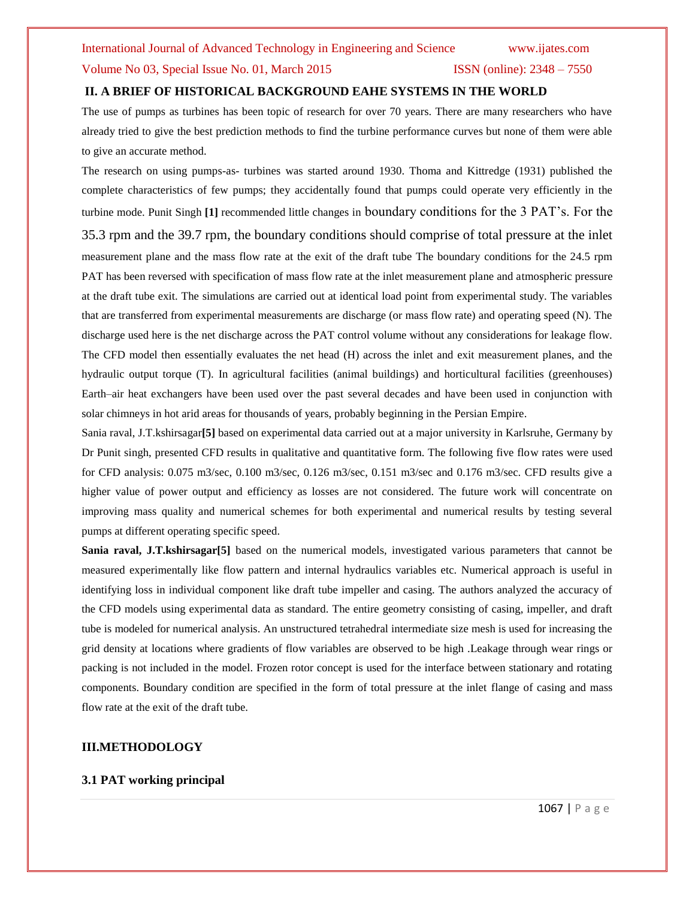## II. A BRIEF OF HISTORICAL BACKGROUND EAHE SYSTEMS IN THE WORLD

The use of pumps as turbines has been topic of research for over 70 years. There are many researchers who have already tried to give the best prediction methods to find the turbine performance curves but none of them were able to give an accurate method.

The research on using pumps-as- turbines was started around 1930. Thoma and Kittredge (1931) published the complete characteristics of few pumps; they accidentally found that pumps could operate very efficiently in the turbine mode. Punit Singh **[1]** recommended little changes in boundary conditions for the 3 PAT's. For the 35.3 rpm and the 39.7 rpm, the boundary conditions should comprise of total pressure at the inlet measurement plane and the mass flow rate at the exit of the draft tube The boundary conditions for the 24.5 rpm PAT has been reversed with specification of mass flow rate at the inlet measurement plane and atmospheric pressure at the draft tube exit. The simulations are carried out at identical load point from experimental study. The variables that are transferred from experimental measurements are discharge (or mass flow rate) and operating speed (N). The discharge used here is the net discharge across the PAT control volume without any considerations for leakage flow. The CFD model then essentially evaluates the net head (H) across the inlet and exit measurement planes, and the hydraulic output torque (T). In agricultural facilities (animal buildings) and horticultural facilities (greenhouses) Earth–air heat exchangers have been used over the past several decades and have been used in conjunction with solar chimneys in hot arid areas for thousands of years, probably beginning in the Persian Empire.

Sania raval, J.T.kshirsagar**[5]** based on experimental data carried out at a major university in Karlsruhe, Germany by Dr Punit singh, presented CFD results in qualitative and quantitative form. The following five flow rates were used for CFD analysis: 0.075 m3/sec, 0.100 m3/sec, 0.126 m3/sec, 0.151 m3/sec and 0.176 m3/sec. CFD results give a higher value of power output and efficiency as losses are not considered. The future work will concentrate on improving mass quality and numerical schemes for both experimental and numerical results by testing several pumps at different operating specific speed.

**Sania raval, J.T.kshirsagar[5]** based on the numerical models, investigated various parameters that cannot be measured experimentally like flow pattern and internal hydraulics variables etc. Numerical approach is useful in identifying loss in individual component like draft tube impeller and casing. The authors analyzed the accuracy of the CFD models using experimental data as standard. The entire geometry consisting of casing, impeller, and draft tube is modeled for numerical analysis. An unstructured tetrahedral intermediate size mesh is used for increasing the grid density at locations where gradients of flow variables are observed to be high .Leakage through wear rings or packing is not included in the model. Frozen rotor concept is used for the interface between stationary and rotating components. Boundary condition are specified in the form of total pressure at the inlet flange of casing and mass flow rate at the exit of the draft tube.

## III.METHODOLOGY

### 3.1 PAT working principal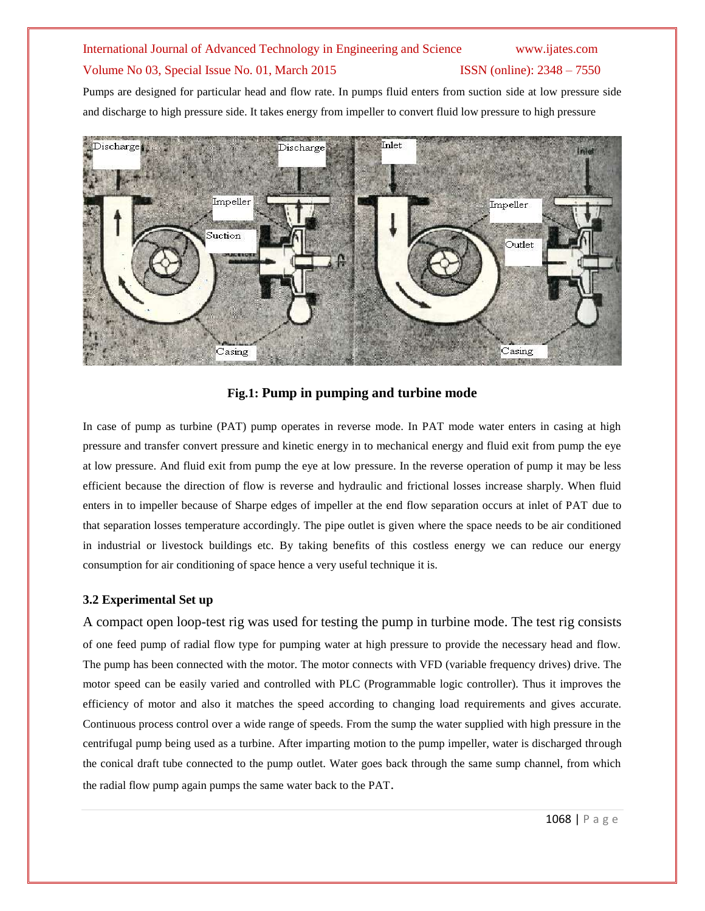Pumps are designed for particular head and flow rate. In pumps fluid enters from suction side at low pressure side and discharge to high pressure side. It takes energy from impeller to convert fluid low pressure to high pressure

**Fig.1: Pump in pumping and turbine mode**

In case of pump as turbine (PAT) pump operates in reverse mode. In PAT mode water enters in casing at high pressure and transfer convert pressure and kinetic energy in to mechanical energy and fluid exit from pump the eye at low pressure. And fluid exit from pump the eye at low pressure. In the reverse operation of pump it may be less efficient because the direction of flow is reverse and hydraulic and frictional losses increase sharply. When fluid enters in to impeller because of Sharpe edges of impeller at the end flow separation occurs at inlet of PAT due to that separation losses temperature accordingly. The pipe outlet is given where the space needs to be air conditioned in industrial or livestock buildings etc. By taking benefits of this costless energy we can reduce our energy consumption for air conditioning of space hence a very useful technique it is.

### 3.2 Experimental Set up

A compact open loop-test rig was used for testing the pump in turbine mode. The test rig consists of one feed pump of radial flow type for pumping water at high pressure to provide the necessary head and flow. The pump has been connected with the motor. The motor connects with VFD (variable frequency drives) drive. The motor speed can be easily varied and controlled with PLC (Programmable logic controller). Thus it improves the efficiency of motor and also it matches the speed according to changing load requirements and gives accurate. Continuous process control over a wide range of speeds. From the sump the water supplied with high pressure in the centrifugal pump being used as a turbine. After imparting motion to the pump impeller, water is discharged through the conical draft tube connected to the pump outlet. Water goes back through the same sump channel, from which the radial flow pump again pumps the same water back to the PAT.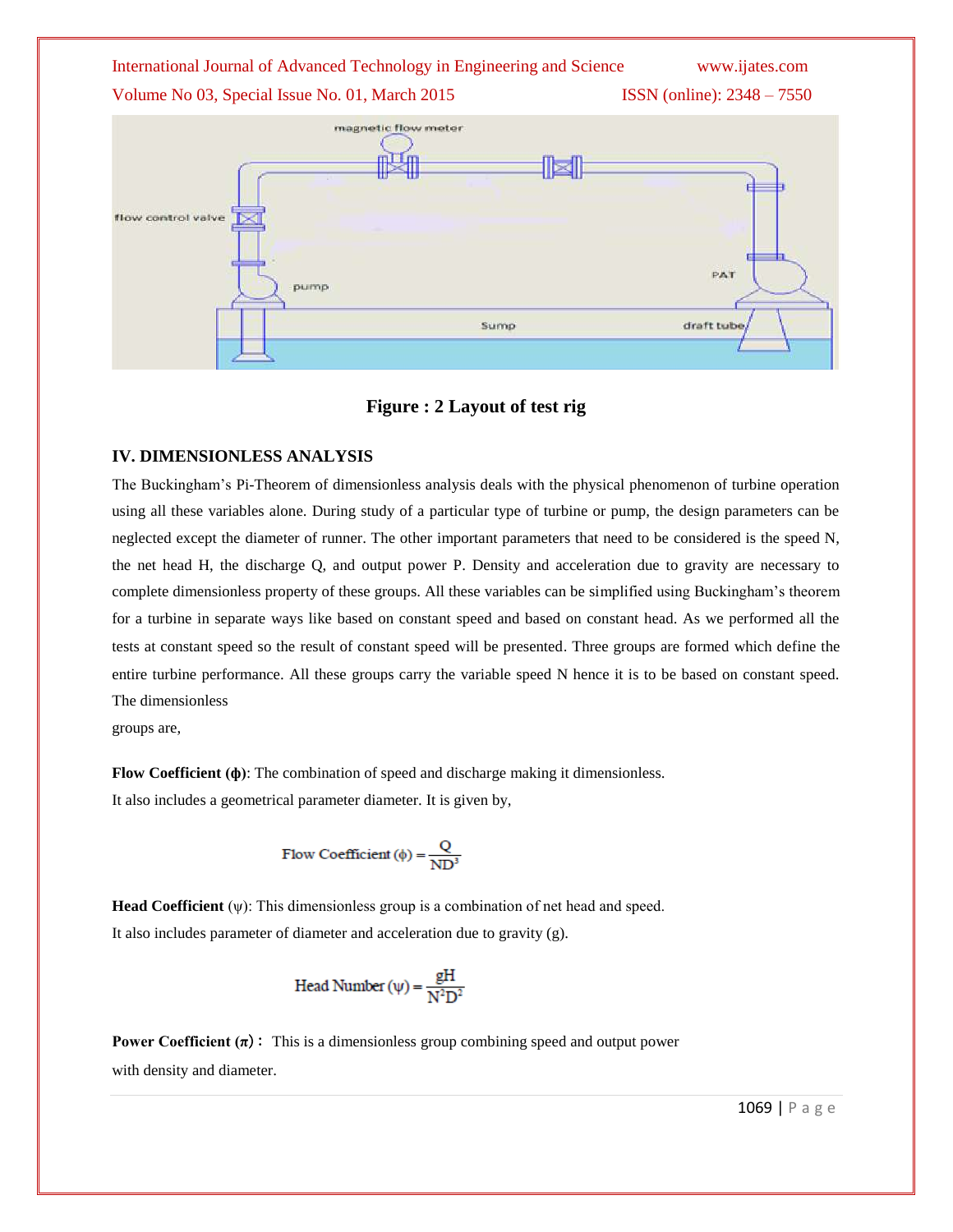**Figure : 2 Layout of test rig**

## IV. DIMENSIONLESS ANALYSIS

The Buckingham's Pi-Theorem of dimensionless analysis deals with the physical phenomenon of turbine operation using all these variables alone. During study of a particular type of turbine or pump, the design parameters can be neglected except the diameter of runner. The other important parameters that need to be considered is the speed N, the net head H, the discharge Q, and output power P. Density and acceleration due to gravity are necessary to complete dimensionless property of these groups. All these variables can be simplified using Buckingham's theorem for a turbine in separate ways like based on constant speed and based on constant head. As we performed all the tests at constant speed so the result of constant speed will be presented. Three groups are formed which define the entire turbine performance. All these groups carry the variable speed N hence it is to be based on constant speed. The dimensionless groups are,

**Flow Coefficient (ϕ)**: The combination of speed and discharge making it dimensionless. It also includes a geometrical parameter diameter. It is given by,

$$\text{Flow Coefficient } (\phi) = \frac{Q}{ND^3}$$

**Head Coefficient** (ψ): This dimensionless group is a combination of net head and speed. It also includes parameter of diameter and acceleration due to gravity (g).

$$\text{Head Number } (\psi) = \frac{gH}{N^2D^2}$$

**Power Coefficient (π) :** This is a dimensionless group combining speed and output power with density and diameter.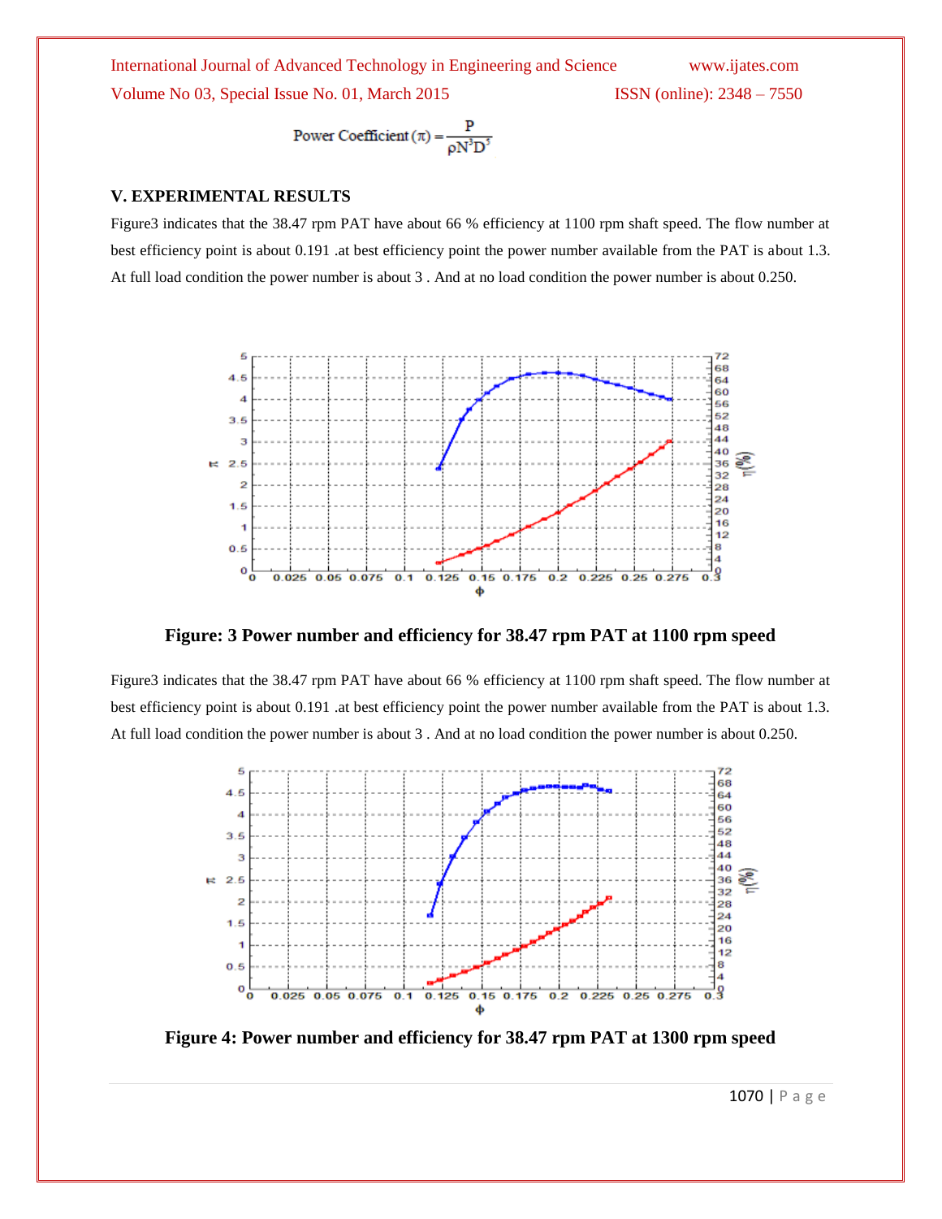$$\text{Power Coefficient}(\pi) = \frac{P}{\rho N^3 D^5}$$

## V. EXPERIMENTAL RESULTS

Figure3 indicates that the 38.47 rpm PAT have about 66 % efficiency at 1100 rpm shaft speed. The flow number at best efficiency point is about 0.191 .at best efficiency point the power number available from the PAT is about 1.3. At full load condition the power number is about 3 . And at no load condition the power number is about 0.250.

**Figure: 3 Power number and efficiency for 38.47 rpm PAT at 1100 rpm speed**

Figure3 indicates that the 38.47 rpm PAT have about 66 % efficiency at 1100 rpm shaft speed. The flow number at best efficiency point is about 0.191 .at best efficiency point the power number available from the PAT is about 1.3. At full load condition the power number is about 3 . And at no load condition the power number is about 0.250.

**Figure 4: Power number and efficiency for 38.47 rpm PAT at 1300 rpm speed**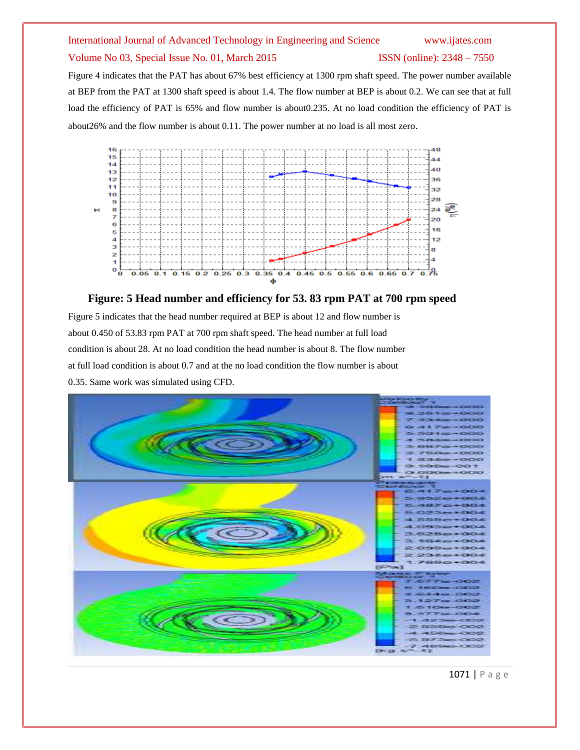Figure 4 indicates that the PAT has about 67% best efficiency at 1300 rpm shaft speed. The power number available at BEP from the PAT at 1300 shaft speed is about 1.4. The flow number at BEP is about 0.2. We can see that at full load the efficiency of PAT is 65% and flow number is about0.235. At no load condition the efficiency of PAT is about26% and the flow number is about 0.11. The power number at no load is all most zero.

**Figure: 5 Head number and efficiency for 53. 83 rpm PAT at 700 rpm speed**

Figure 5 indicates that the head number required at BEP is about 12 and flow number is about 0.450 of 53.83 rpm PAT at 700 rpm shaft speed. The head number at full load condition is about 28. At no load condition the head number is about 8. The flow number at full load condition is about 0.7 and at the no load condition the flow number is about 0.35. Same work was simulated using CFD.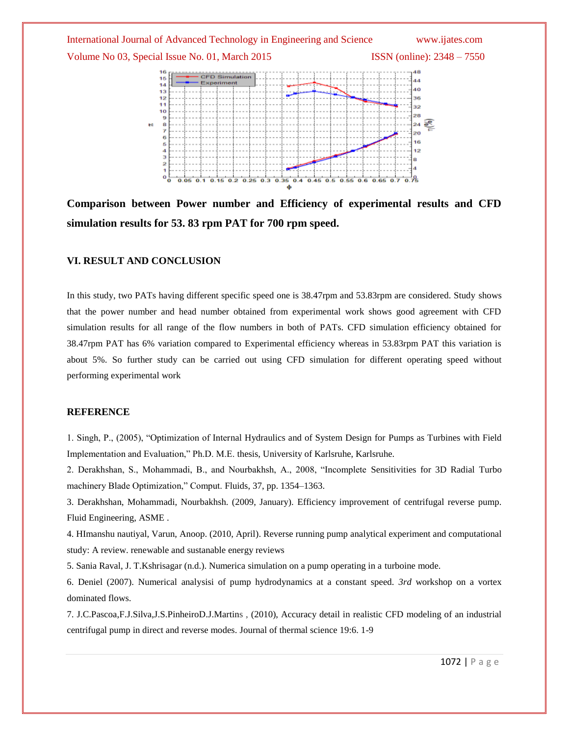16
15
14
13
12
11
10
9
π 8
7
6
5
4
3
2
1
0

CFD Simulation
Experiment

48
44
40
36
32
28
24 η(%)
20
16
12
8
4
0

0 0.05 0.1 0.15 0.2 0.25 0.3 0.35 0.4 0.45 0.5 0.55 0.6 0.65 0.7 0.75
Φ

**Comparison between Power number and Efficiency of experimental results and CFD simulation results for 53. 83 rpm PAT for 700 rpm speed.**

## VI. RESULT AND CONCLUSION

In this study, two PATs having different specific speed one is 38.47rpm and 53.83rpm are considered. Study shows that the power number and head number obtained from experimental work shows good agreement with CFD simulation results for all range of the flow numbers in both of PATs. CFD simulation efficiency obtained for 38.47rpm PAT has 6% variation compared to Experimental efficiency whereas in 53.83rpm PAT this variation is about 5%. So further study can be carried out using CFD simulation for different operating speed without performing experimental work

## REFERENCE

1. Singh, P., (2005), "Optimization of Internal Hydraulics and of System Design for Pumps as Turbines with Field Implementation and Evaluation," Ph.D. M.E. thesis, University of Karlsruhe, Karlsruhe.
2. Derakhshan, S., Mohammadi, B., and Nourbakhsh, A., 2008, "Incomplete Sensitivities for 3D Radial Turbo machinery Blade Optimization," Comput. Fluids, 37, pp. 1354–1363.
3. Derakhshan, Mohammadi, Nourbakhsh. (2009, January). Efficiency improvement of centrifugal reverse pump. Fluid Engineering, ASME .
4. HImanshu nautiyal, Varun, Anoop. (2010, April). Reverse running pump analytical experiment and computational study: A review. renewable and sustanable energy reviews
5. Sania Raval, J. T.Kshrisagar (n.d.). Numerica simulation on a pump operating in a turboine mode.
6. Deniel (2007). Numerical analysisi of pump hydrodynamics at a constant speed. *3rd* workshop on a vortex dominated flows.
7. J.C.Pascoa,F.J.Silva,J.S.PinheiroD.J.Martins , (2010), Accuracy detail in realistic CFD modeling of an industrial centrifugal pump in direct and reverse modes. Journal of thermal science 19:6. 1-9